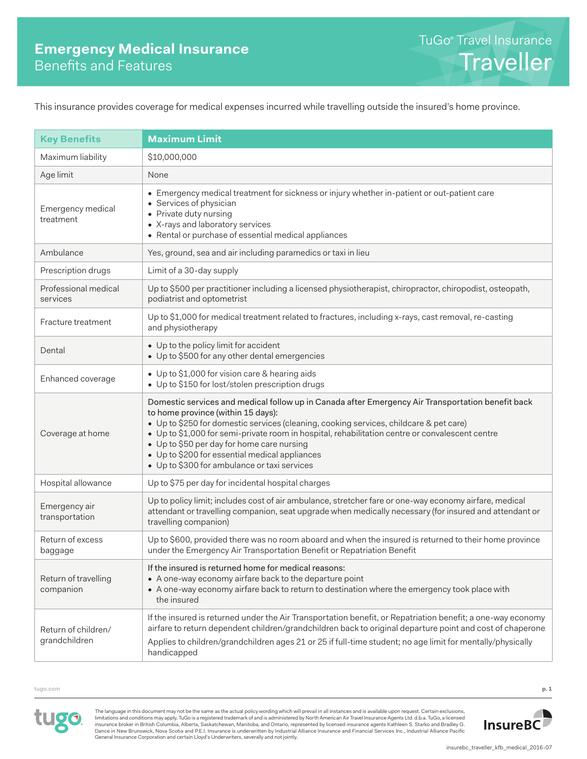# Emergency Medical Insurance

## Benefits and Features

TuGo® Travel Insurance

**Traveller**

This insurance provides coverage for medical expenses incurred while travelling outside the insured's home province.

| Key Benefits | Maximum Limit |
|---|---|
| Maximum liability | $10,000,000 |
| Age limit | None |
| Emergency medical treatment | • Emergency medical treatment for sickness or injury whether in-patient or out-patient care<br>• Services of physician<br>• Private duty nursing<br>• X-rays and laboratory services<br>• Rental or purchase of essential medical appliances |
| Ambulance | Yes, ground, sea and air including paramedics or taxi in lieu |
| Prescription drugs | Limit of a 30-day supply |
| Professional medical services | Up to $500 per practitioner including a licensed physiotherapist, chiropractor, chiropodist, osteopath, podiatrist and optometrist |
| Fracture treatment | Up to $1,000 for medical treatment related to fractures, including x-rays, cast removal, re-casting and physiotherapy |
| Dental | • Up to the policy limit for accident<br>• Up to $500 for any other dental emergencies |
| Enhanced coverage | • Up to $1,000 for vision care & hearing aids<br>• Up to $150 for lost/stolen prescription drugs |
| Coverage at home | Domestic services and medical follow up in Canada after Emergency Air Transportation benefit back to home province (within 15 days):<br>• Up to $250 for domestic services (cleaning, cooking services, childcare & pet care)<br>• Up to $1,000 for semi-private room in hospital, rehabilitation centre or convalescent centre<br>• Up to $50 per day for home care nursing<br>• Up to $200 for essential medical appliances<br>• Up to $300 for ambulance or taxi services |
| Hospital allowance | Up to $75 per day for incidental hospital charges |
| Emergency air transportation | Up to policy limit; includes cost of air ambulance, stretcher fare or one-way economy airfare, medical attendant or travelling companion, seat upgrade when medically necessary (for insured and attendant or travelling companion) |
| Return of excess baggage | Up to $600, provided there was no room aboard and when the insured is returned to their home province under the Emergency Air Transportation Benefit or Repatriation Benefit |
| Return of travelling companion | If the insured is returned home for medical reasons:<br>• A one-way economy airfare back to the departure point<br>• A one-way economy airfare back to return to destination where the emergency took place with the insured |
| Return of children/ grandchildren | If the insured is returned under the Air Transportation benefit, or Repatriation benefit; a one-way economy airfare to return dependent children/grandchildren back to original departure point and cost of chaperone<br>Applies to children/grandchildren ages 21 or 25 if full-time student; no age limit for mentally/physically handicapped |

tugo.com

The language in this document may not be the same as the actual policy wording which will prevail in all instances and is available upon request. Certain exclusions, limitations and conditions may apply. TuGo is a registered trademark of and is administered by North American Air Travel Insurance Agents Ltd. d.b.a. TuGo, a licensed insurance broker in British Columbia, Alberta, Saskatchewan, Manitoba, and Ontario, represented by licensed insurance agents Kathleen S. Starko and Bradley G. Dance in New Brunswick, Nova Scotia and P.E.I. Insurance is underwritten by Industrial Alliance Insurance and Financial Services Inc., Industrial Alliance Pacific General Insurance Corporation and certain Lloyd's Underwriters, severally and not jointly.

insurebc_traveller_kfb_medical_2016-07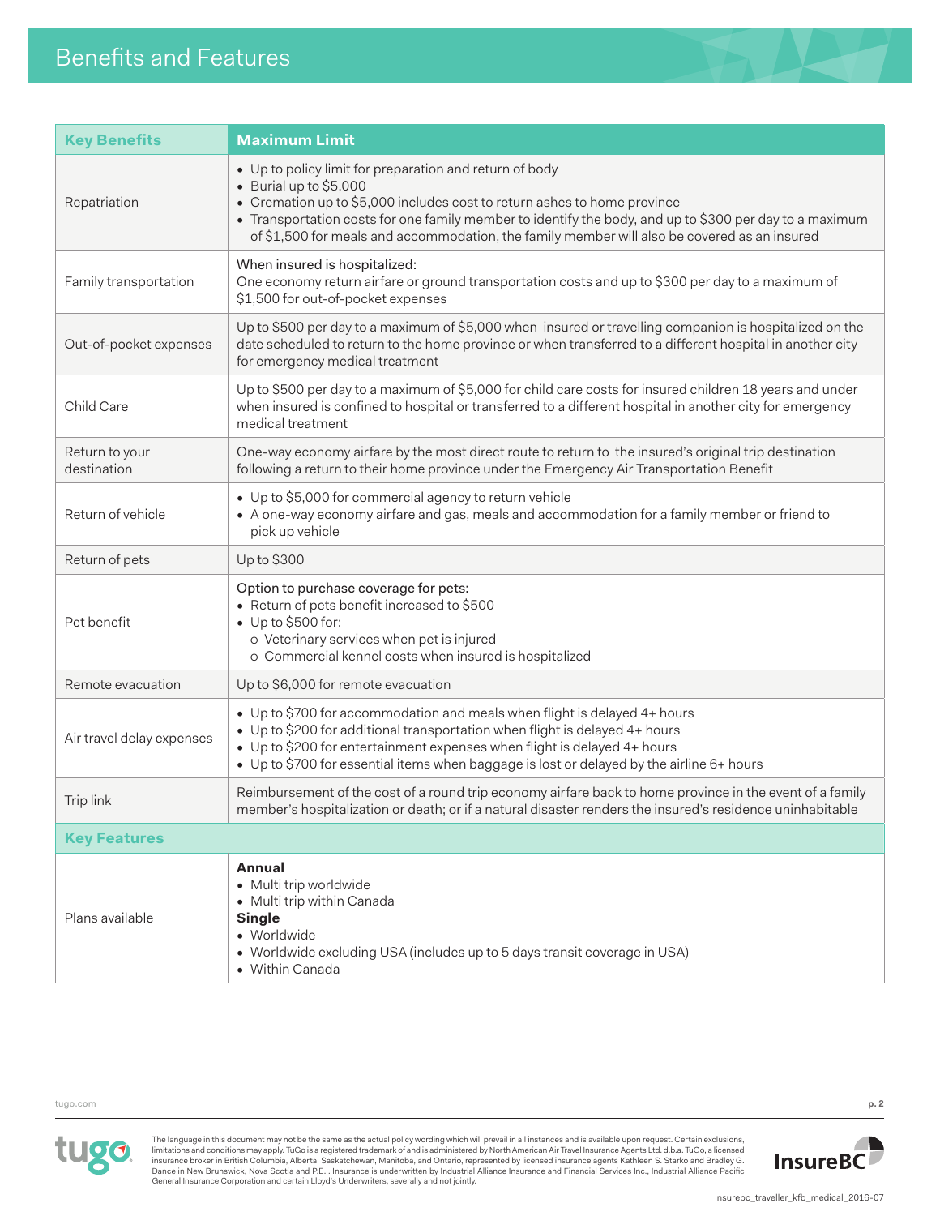# Benefits and Features

| Key Benefits | Maximum Limit |
|---|---|
| Repatriation | • Up to policy limit for preparation and return of body<br>• Burial up to $5,000<br>• Cremation up to $5,000 includes cost to return ashes to home province<br>• Transportation costs for one family member to identify the body, and up to $300 per day to a maximum of $1,500 for meals and accommodation, the family member will also be covered as an insured |
| Family transportation | When insured is hospitalized:<br>One economy return airfare or ground transportation costs and up to $300 per day to a maximum of $1,500 for out-of-pocket expenses |
| Out-of-pocket expenses | Up to $500 per day to a maximum of $5,000 when insured or travelling companion is hospitalized on the date scheduled to return to the home province or when transferred to a different hospital in another city for emergency medical treatment |
| Child Care | Up to $500 per day to a maximum of $5,000 for child care costs for insured children 18 years and under when insured is confined to hospital or transferred to a different hospital in another city for emergency medical treatment |
| Return to your destination | One-way economy airfare by the most direct route to return to the insured's original trip destination following a return to their home province under the Emergency Air Transportation Benefit |
| Return of vehicle | • Up to $5,000 for commercial agency to return vehicle<br>• A one-way economy airfare and gas, meals and accommodation for a family member or friend to pick up vehicle |
| Return of pets | Up to $300 |
| Pet benefit | Option to purchase coverage for pets:<br>• Return of pets benefit increased to $500<br>• Up to $500 for:<br>  o Veterinary services when pet is injured<br>  o Commercial kennel costs when insured is hospitalized |
| Remote evacuation | Up to $6,000 for remote evacuation |
| Air travel delay expenses | • Up to $700 for accommodation and meals when flight is delayed 4+ hours<br>• Up to $200 for additional transportation when flight is delayed 4+ hours<br>• Up to $200 for entertainment expenses when flight is delayed 4+ hours<br>• Up to $700 for essential items when baggage is lost or delayed by the airline 6+ hours |
| Trip link | Reimbursement of the cost of a round trip economy airfare back to home province in the event of a family member's hospitalization or death; or if a natural disaster renders the insured's residence uninhabitable |
| **Key Features** | |
| Plans available | **Annual**<br>• Multi trip worldwide<br>• Multi trip within Canada<br>**Single**<br>• Worldwide<br>• Worldwide excluding USA (includes up to 5 days transit coverage in USA)<br>• Within Canada |

The language in this document may not be the same as the actual policy wording which will prevail in all instances and is available upon request. Certain exclusions, limitations and conditions may apply. TuGo is a registered trademark of and is administered by North American Air Travel Insurance Agents Ltd. d.b.a. TuGo, a licensed insurance broker in British Columbia, Alberta, Saskatchewan, Manitoba, and Ontario, represented by licensed insurance agents Kathleen S. Starko and Bradley G. Dance in New Brunswick, Nova Scotia and P.E.I. Insurance is underwritten by Industrial Alliance Insurance and Financial Services Inc., Industrial Alliance Pacific General Insurance Corporation and certain Lloyd's Underwriters, severally and not jointly.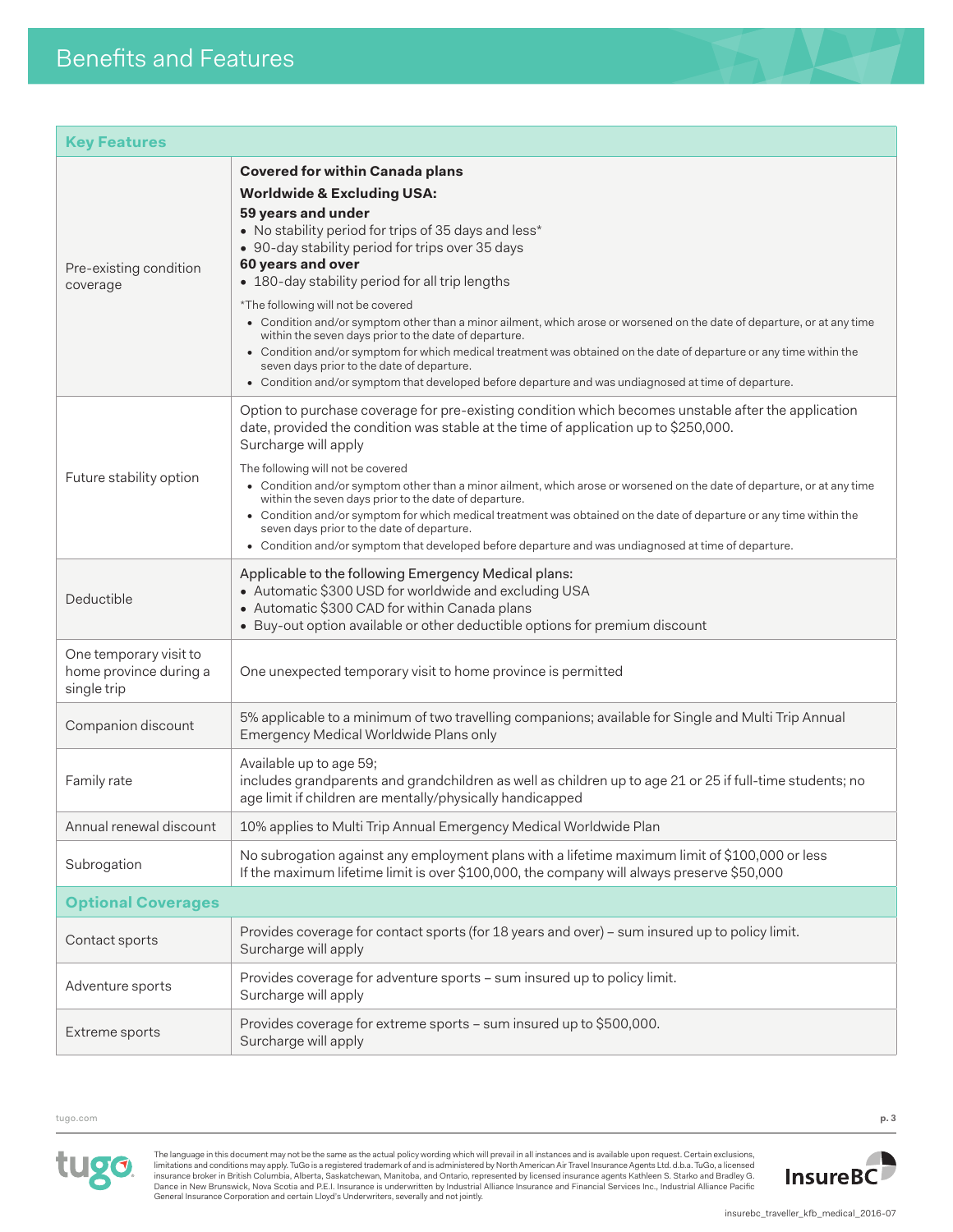# Benefits and Features

| Key Features | |
|---|---|
| Pre-existing condition coverage | **Covered for within Canada plans**<br>**Worldwide & Excluding USA:**<br>**59 years and under**<br>• No stability period for trips of 35 days and less*<br>• 90-day stability period for trips over 35 days<br>**60 years and over**<br>• 180-day stability period for all trip lengths<br>*The following will not be covered<br>• Condition and/or symptom other than a minor ailment, which arose or worsened on the date of departure, or at any time within the seven days prior to the date of departure.<br>• Condition and/or symptom for which medical treatment was obtained on the date of departure or any time within the seven days prior to the date of departure.<br>• Condition and/or symptom that developed before departure and was undiagnosed at time of departure. |
| Future stability option | Option to purchase coverage for pre-existing condition which becomes unstable after the application date, provided the condition was stable at the time of application up to $250,000.<br>Surcharge will apply<br>The following will not be covered<br>• Condition and/or symptom other than a minor ailment, which arose or worsened on the date of departure, or at any time within the seven days prior to the date of departure.<br>• Condition and/or symptom for which medical treatment was obtained on the date of departure or any time within the seven days prior to the date of departure.<br>• Condition and/or symptom that developed before departure and was undiagnosed at time of departure. |
| Deductible | Applicable to the following Emergency Medical plans:<br>• Automatic $300 USD for worldwide and excluding USA<br>• Automatic $300 CAD for within Canada plans<br>• Buy-out option available or other deductible options for premium discount |
| One temporary visit to home province during a single trip | One unexpected temporary visit to home province is permitted |
| Companion discount | 5% applicable to a minimum of two travelling companions; available for Single and Multi Trip Annual Emergency Medical Worldwide Plans only |
| Family rate | Available up to age 59;<br>includes grandparents and grandchildren as well as children up to age 21 or 25 if full-time students; no age limit if children are mentally/physically handicapped |
| Annual renewal discount | 10% applies to Multi Trip Annual Emergency Medical Worldwide Plan |
| Subrogation | No subrogation against any employment plans with a lifetime maximum limit of $100,000 or less<br>If the maximum lifetime limit is over $100,000, the company will always preserve $50,000 |
| **Optional Coverages** | |
| Contact sports | Provides coverage for contact sports (for 18 years and over) – sum insured up to policy limit.<br>Surcharge will apply |
| Adventure sports | Provides coverage for adventure sports – sum insured up to policy limit.<br>Surcharge will apply |
| Extreme sports | Provides coverage for extreme sports – sum insured up to $500,000.<br>Surcharge will apply |

The language in this document may not be the same as the actual policy wording which will prevail in all instances and is available upon request. Certain exclusions, limitations and conditions may apply. TuGo is a registered trademark of and is administered by North American Air Travel Insurance Agents Ltd. d.b.a. TuGo, a licensed insurance broker in British Columbia, Alberta, Saskatchewan, Manitoba, and Ontario, represented by licensed insurance agents Kathleen S. Starko and Bradley G. Dance in New Brunswick, Nova Scotia and P.E.I. Insurance is underwritten by Industrial Alliance Insurance and Financial Services Inc., Industrial Alliance Pacific General Insurance Corporation and certain Lloyd's Underwriters, severally and not jointly.

insurebc_traveller_kfb_medical_2016-07